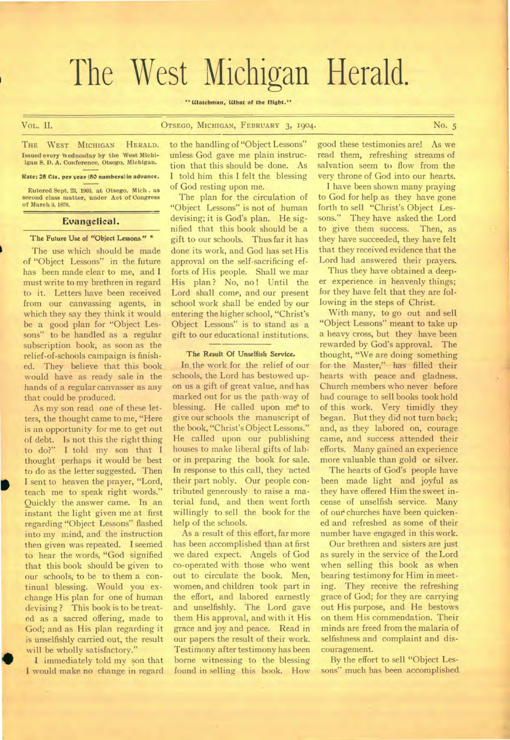# The West Michigan Herald.

"Watchman, What of the Night."

VOL. II. OTSEGO, MICHIGAN, FEBRUARY 3, 1904. No. 5

THE WEST MICHIGAN HERALD.
Issued every Wednesday by the West Michigan S. D. A. Conference, Otsego, Michigan.

**Rate: 25 Cts. per year (50 numbers) in advance.**

Entered Sept. 23, 1903. at Otsego, Mich., as second class matter, under Act of Congress of March 3, 1878.

## Evangelical.

### The Future Use of "Object Lessons." *

The use which should be made of "Object Lessons" in the future has been made clear to me, and I must write to my brethren in regard to it. Letters have been received from our canvassing agents, in which they say they think it would be a good plan for "Object Lessons" to be handled as a regular subscription book, as soon as the relief-of-schools campaign is finished. They believe that this book would have as ready sale in the hands of a regular canvasser as any that could be produced.

As my son read one of these letters, the thought came to me, "Here is an opportunity for me to get out of debt. Is not this the right thing to do?" I told my son that I thought perhaps it would be best to do as the letter suggested. Then I sent to heaven the prayer, "Lord, teach me to speak right words." Quickly the answer came. In an instant the light given me at first regarding "Object Lessons" flashed into my mind, and the instruction then given was repeated. I seemed to hear the words, "God signified that this book should be given to our schools, to be to them a continual blessing. Would you exchange His plan for one of human devising? This book is to be treated as a sacred offering, made to God; and as His plan regarding it is unselfishly carried out, the result will be wholly satisfactory."

I immediately told my son that I would make no change in regard to the handling of "Object Lessons" unless God gave me plain instruction that this should be done. As I told him this I felt the blessing of God resting upon me.

The plan for the circulation of "Object Lessons" is not of human devising; it is God's plan. He signified that this book should be a gift to our schools. Thus far it has done its work, and God has set His approval on the self-sacrificing efforts of His people. Shall we mar His plan? No, no! Until the Lord shall come, and our present school work shall be ended by our entering the higher school, "Christ's Object Lessons" is to stand as a gift to our educational institutions.

### The Result Of Unselfish Service.

In the work for the relief of our schools, the Lord has bestowed upon us a gift of great value, and has marked out for us the path-way of blessing. He called upon me to give our schools the manuscript of the book, "Christ's Object Lessons." He called upon our publishing houses to make liberal gifts of labor in preparing the book for sale. In response to this call, they acted their part nobly. Our people contributed generously to raise a material fund, and then went forth willingly to sell the book for the help of the schools.

As a result of this effort, far more has been accomplished than at first we dared expect. Angels of God co-operated with those who went out to circulate the book. Men, women, and children took part in the effort, and labored earnestly and unselfishly. The Lord gave them His approval, and with it His grace and joy and peace. Read in our papers the result of their work. Testimony after testimony has been borne witnessing to the blessing found in selling this book. How good these testimonies are! As we read them, refreshing streams of salvation seem to flow from the very throne of God into our hearts.

I have been shown many praying to God for help as they have gone forth to sell "Christ's Object Lessons." They have asked the Lord to give them success. Then, as they have succeeded, they have felt that they received evidence that the Lord had answered their prayers.

Thus they have obtained a deeper experience in heavenly things; for they have felt that they are following in the steps of Christ.

With many, to go out and sell "Object Lessons" meant to take up a heavy cross, but they have been rewarded by God's approval. The thought, "We are doing something for the Master," has filled their hearts with peace and gladness. Church members who never before had courage to sell books took hold of this work. Very timidly they began. But they did not turn back; and, as they labored on, courage came, and success attended their efforts. Many gained an experience more valuable than gold or silver.

The hearts of God's people have been made light and joyful as they have offered Him the sweet incense of unselfish service. Many of our churches have been quickened and refreshed as some of their number have engaged in this work.

Our brethren and sisters are just as surely in the service of the Lord when selling this book as when bearing testimony for Him in meeting. They receive the refreshing grace of God; for they are carrying out His purpose, and He bestows on them His commendation. Their minds are freed from the malaria of selfishness and complaint and discouragement.

By the effort to sell "Object Lessons" much has been accomplished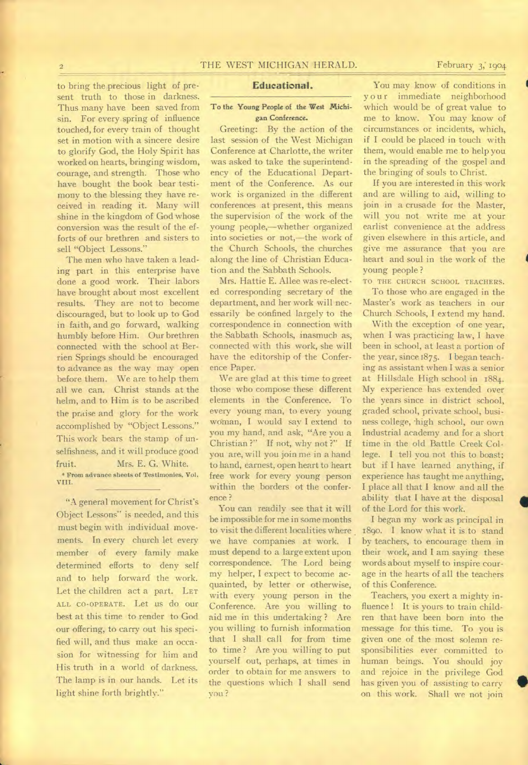to bring the precious light of present truth to those in darkness. Thus many have been saved from sin. For every spring of influence touched, for every train of thought set in motion with a sincere desire to glorify God, the Holy Spirit has worked on hearts, bringing wisdom, courage, and strength. Those who have bought the book bear testimony to the blessing they have received in reading it. Many will shine in the kingdom of God whose conversion was the result of the efforts of our brethren and sisters to sell "Object Lessons."

The men who have taken a leading part in this enterprise have done a good work. Their labors have brought about most excellent results. They are not to become discouraged, but to look up to God in faith, and go forward, walking humbly before Him. Our brethren connected with the school at Berrien Springs should be encouraged to advance as the way may open before them. We are to help them all we can. Christ stands at the helm, and to Him is to be ascribed the praise and glory for the work accomplished by "Object Lessons." This work bears the stamp of unselfishness, and it will produce good fruit. Mrs. E. G. White.

* From advance sheets of Testimonies, Vol. VIII.

"A general movement for Christ's Object Lessons" is needed, and this must begin with individual movements. In every church let every member of every family make determined efforts to deny self and to help forward the work. Let the children act a part. LET ALL CO-OPERATE. Let us do our best at this time to render to God our offering, to carry out his specified will, and thus make an occasion for witnessing for him and His truth in a world of darkness. The lamp is in our hands. Let its light shine forth brightly."

## Educational.

### To the Young People of the West Michigan Conference.

Greeting: By the action of the last session of the West Michigan Conference at Charlotte, the writer was asked to take the superintendency of the Educational Department of the Conference. As our work is organized in the different conferences at present, this means the supervision of the work of the young people,—whether organized into societies or not,—the work of the Church Schools, the churches along the line of Christian Education and the Sabbath Schools.

Mrs. Hattie E. Allee was re-elected corresponding secretary of the department, and her work will necessarily be confined largely to the correspondence in connection with the Sabbath Schools, inasmuch as, connected with this work, she will have the editorship of the Conference Paper.

We are glad at this time to greet those who compose these different elements in the Conference. To every young man, to every young woman, I would say I extend to you my hand, and ask, "Are you a Christian?" If not, why not?" If you are, will you join me in a hand to hand, earnest, open heart to heart free work for every young person within the borders ot the conference?

You can readily see that it will be impossible for me in some months to visit the different localities where we have companies at work. I must depend to a large extent upon correspondence. The Lord being my helper, I expect to become acquainted, by letter or otherwise, with every young person in the Conference. Are you willing to aid me in this undertaking? Are you willing to furnish information that I shall call for from time to time? Are you willing to put yourself out, perhaps, at times in order to obtain for me answers to the questions which I shall send you?

You may know of conditions in your immediate neighborhood which would be of great value to me to know. You may know of circumstances or incidents, which, if I could be placed in touch with them, would enable me to help you in the spreading of the gospel and the bringing of souls to Christ.

If you are interested in this work and are willing to aid, willing to join in a crusade for the Master, will you not write me at your earliest convenience at the address given elsewhere in this article, and give me assurance that you are heart and soul in the work of the young people?

TO THE CHURCH SCHOOL TEACHERS.

To those who are engaged in the Master's work as teachers in our Church Schools, I extend my hand.

With the exception of one year, when I was practicing law, I have been in school, at least a portion of the year, since 1875. I began teaching as assistant when I was a senior at Hillsdale High school in 1884. My experience has extended over the years since in district school, graded school, private school, business college, high school, our own Industrial academy and for a short time in the old Battle Creek College. I tell you not this to boast; but if I have learned anything, if experience has taught me anything, I place all that I know and all the ability that I have at the disposal of the Lord for this work.

I began my work as principal in 1890. I know what it is to stand by teachers, to encourage them in their work, and I am saying these words about myself to inspire courage in the hearts of all the teachers of this Conference.

Teachers, you exert a mighty influence! It is yours to train children that have been born into the message for this time. To you is given one of the most solemn responsibilities ever committed to human beings. You should joy and rejoice in the privilege God has given you of assisting to carry on this work. Shall we not join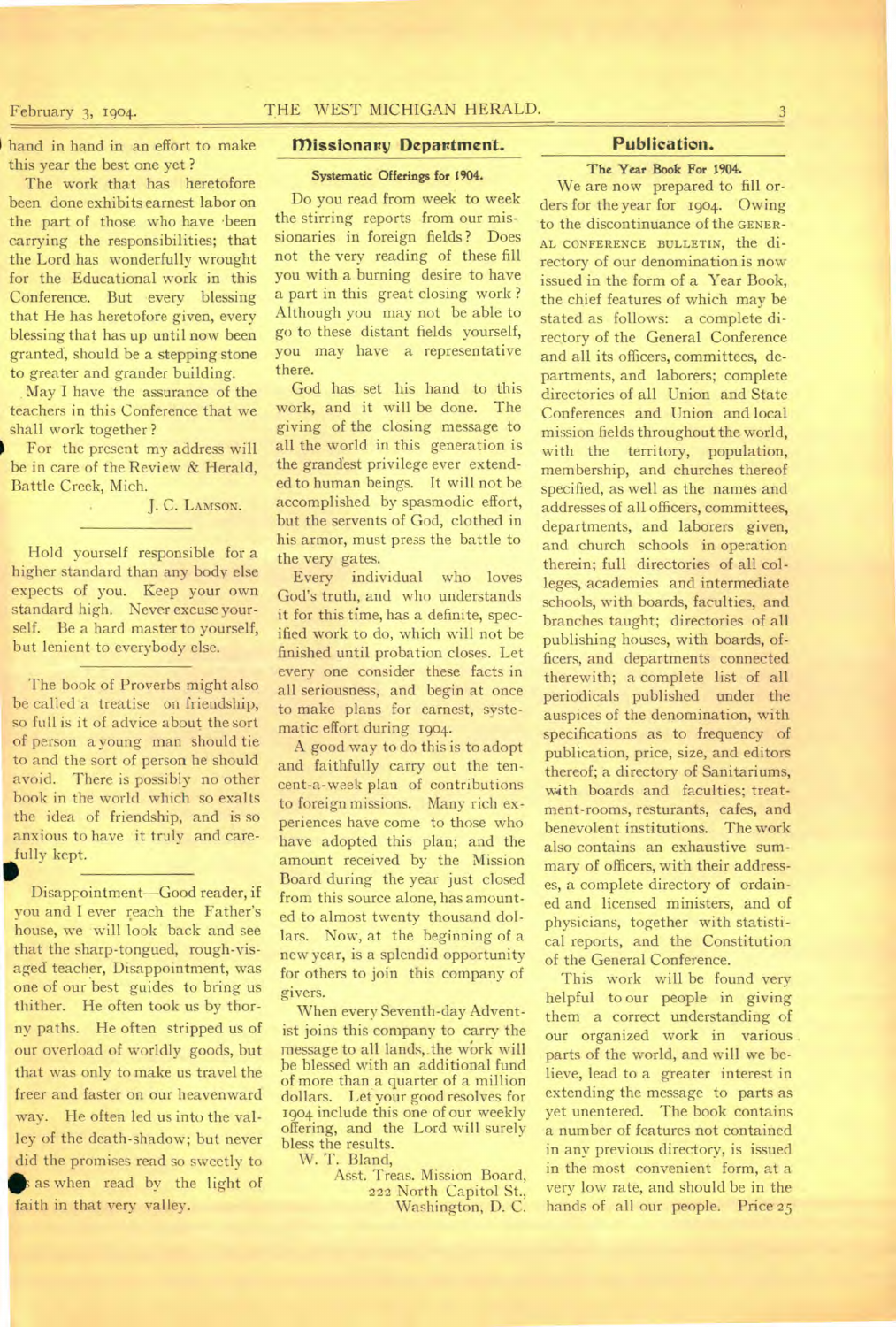hand in hand in an effort to make this year the best one yet?

The work that has heretofore been done exhibits earnest labor on the part of those who have been carrying the responsibilities; that the Lord has wonderfully wrought for the Educational work in this Conference. But every blessing that He has heretofore given, every blessing that has up until now been granted, should be a stepping stone to greater and grander building.

May I have the assurance of the teachers in this Conference that we shall work together?

For the present my address will be in care of the Review & Herald, Battle Creek, Mich.

J. C. LAMSON.

---

Hold yourself responsible for a higher standard than any body else expects of you. Keep your own standard high. Never excuse yourself. Be a hard master to yourself, but lenient to everybody else.

---

The book of Proverbs might also be called a treatise on friendship, so full is it of advice about the sort of person a young man should tie to and the sort of person he should avoid. There is possibly no other book in the world which so exalts the idea of friendship, and is so anxious to have it truly and carefully kept.

---

Disappointment—Good reader, if you and I ever reach the Father's house, we will look back and see that the sharp-tongued, rough-visaged teacher, Disappointment, was one of our best guides to bring us thither. He often took us by thorny paths. He often stripped us of our overload of worldly goods, but that was only to make us travel the freer and faster on our heavenward way. He often led us into the valley of the death-shadow; but never did the promises read so sweetly to us as when read by the light of faith in that very valley.

## Missionary Department.

### Systematic Offerings for 1904.

Do you read from week to week the stirring reports from our missionaries in foreign fields? Does not the very reading of these fill you with a burning desire to have a part in this great closing work? Although you may not be able to go to these distant fields yourself, you may have a representative there.

God has set his hand to this work, and it will be done. The giving of the closing message to all the world in this generation is the grandest privilege ever extended to human beings. It will not be accomplished by spasmodic effort, but the servents of God, clothed in his armor, must press the battle to the very gates.

Every individual who loves God's truth, and who understands it for this time, has a definite, specified work to do, which will not be finished until probation closes. Let every one consider these facts in all seriousness, and begin at once to make plans for earnest, systematic effort during 1904.

A good way to do this is to adopt and faithfully carry out the ten-cent-a-week plan of contributions to foreign missions. Many rich experiences have come to those who have adopted this plan; and the amount received by the Mission Board during the year just closed from this source alone, has amounted to almost twenty thousand dollars. Now, at the beginning of a new year, is a splendid opportunity for others to join this company of givers.

When every Seventh-day Adventist joins this company to carry the message to all lands, the work will be blessed with an additional fund of more than a quarter of a million dollars. Let your good resolves for 1904 include this one of our weekly offering, and the Lord will surely bless the results.

W. T. Bland,
Asst. Treas. Mission Board,
222 North Capitol St.,
Washington, D. C.

## Publication.

### The Year Book For 1904.

We are now prepared to fill orders for the year for 1904. Owing to the discontinuance of the GENERAL CONFERENCE BULLETIN, the directory of our denomination is now issued in the form of a Year Book, the chief features of which may be stated as follows: a complete directory of the General Conference and all its officers, committees, departments, and laborers; complete directories of all Union and State Conferences and Union and local mission fields throughout the world, with the territory, population, membership, and churches thereof specified, as well as the names and addresses of all officers, committees, departments, and laborers given, and church schools in operation therein; full directories of all colleges, academies and intermediate schools, with boards, faculties, and branches taught; directories of all publishing houses, with boards, officers, and departments connected therewith; a complete list of all periodicals published under the auspices of the denomination, with specifications as to frequency of publication, price, size, and editors thereof; a directory of Sanitariums, with boards and faculties; treatment-rooms, resturants, cafes, and benevolent institutions. The work also contains an exhaustive summary of officers, with their addresses, a complete directory of ordained and licensed ministers, and of physicians, together with statistical reports, and the Constitution of the General Conference.

This work will be found very helpful to our people in giving them a correct understanding of our organized work in various parts of the world, and will we believe, lead to a greater interest in extending the message to parts as yet unentered. The book contains a number of features not contained in any previous directory, is issued in the most convenient form, at a very low rate, and should be in the hands of all our people. Price 25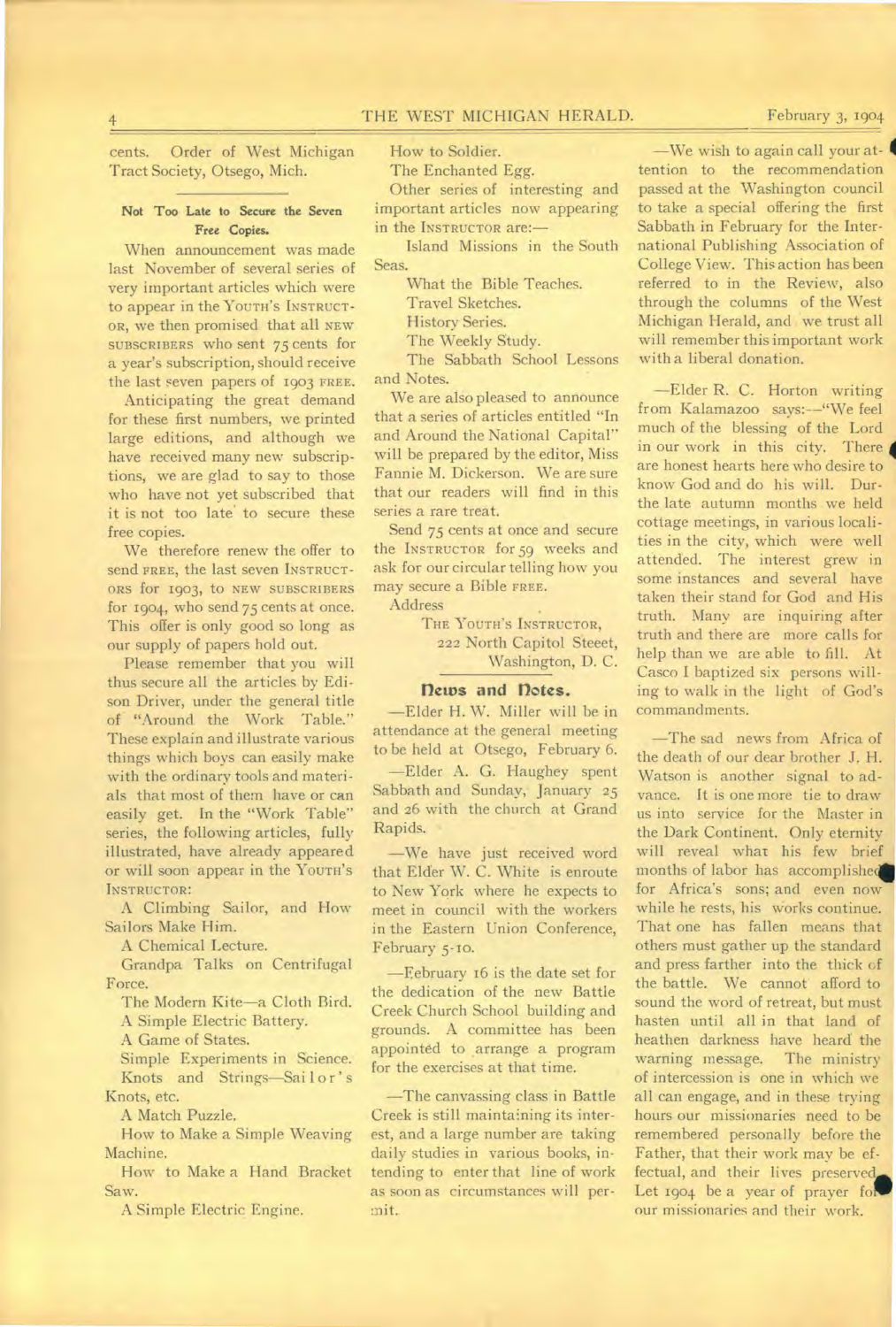cents. Order of West Michigan Tract Society, Otsego, Mich.

#### Not Too Late to Secure the Seven Free Copies.

When announcement was made last November of several series of very important articles which were to appear in the YOUTH'S INSTRUCTOR, we then promised that all NEW SUBSCRIBERS who sent 75 cents for a year's subscription, should receive the last seven papers of 1903 FREE.

Anticipating the great demand for these first numbers, we printed large editions, and although we have received many new subscriptions, we are glad to say to those who have not yet subscribed that it is not too late to secure these free copies.

We therefore renew the offer to send FREE, the last seven INSTRUCTORS for 1903, to NEW SUBSCRIBERS for 1904, who send 75 cents at once. This offer is only good so long as our supply of papers hold out.

Please remember that you will thus secure all the articles by Edison Driver, under the general title of "Around the Work Table." These explain and illustrate various things which boys can easily make with the ordinary tools and materials that most of them have or can easily get. In the "Work Table" series, the following articles, fully illustrated, have already appeared or will soon appear in the YOUTH'S INSTRUCTOR:

A Climbing Sailor, and How Sailors Make Him.

A Chemical Lecture.

Grandpa Talks on Centrifugal Force.

The Modern Kite—a Cloth Bird.

A Simple Electric Battery.

A Game of States.

Simple Experiments in Science.

Knots and Strings—Sailor's Knots, etc.

A Match Puzzle.

How to Make a Simple Weaving Machine.

How to Make a Hand Bracket Saw.

A Simple Electric Engine.

How to Soldier.

The Enchanted Egg.

Other series of interesting and important articles now appearing in the INSTRUCTOR are:—

Island Missions in the South Seas.

What the Bible Teaches.

Travel Sketches.

History Series.

The Weekly Study.

The Sabbath School Lessons and Notes.

We are also pleased to announce that a series of articles entitled "In and Around the National Capital" will be prepared by the editor, Miss Fannie M. Dickerson. We are sure that our readers will find in this series a rare treat.

Send 75 cents at once and secure the INSTRUCTOR for 59 weeks and ask for our circular telling how you may secure a Bible FREE.

Address

THE YOUTH'S INSTRUCTOR,
222 North Capitol Steeet,
Washington, D. C.

## News and Notes.

—Elder H. W. Miller will be in attendance at the general meeting to be held at Otsego, February 6.

—Elder A. G. Haughey spent Sabbath and Sunday, January 25 and 26 with the church at Grand Rapids.

—We have just received word that Elder W. C. White is enroute to New York where he expects to meet in council with the workers in the Eastern Union Conference, February 5-10.

—February 16 is the date set for the dedication of the new Battle Creek Church School building and grounds. A committee has been appointed to arrange a program for the exercises at that time.

—The canvassing class in Battle Creek is still maintaining its interest, and a large number are taking daily studies in various books, intending to enter that line of work as soon as circumstances will permit.

—We wish to again call your attention to the recommendation passed at the Washington council to take a special offering the first Sabbath in February for the International Publishing Association of College View. This action has been referred to in the Review, also through the columns of the West Michigan Herald, and we trust all will remember this important work with a liberal donation.

—Elder R. C. Horton writing from Kalamazoo says:—"We feel much of the blessing of the Lord in our work in this city. There are honest hearts here who desire to know God and do his will. Durthe late autumn months we held cottage meetings, in various localities in the city, which were well attended. The interest grew in some instances and several have taken their stand for God and His truth. Many are inquiring after truth and there are more calls for help than we are able to fill. At Casco I baptized six persons willing to walk in the light of God's commandments.

—The sad news from Africa of the death of our dear brother J. H. Watson is another signal to advance. It is one more tie to draw us into service for the Master in the Dark Continent. Only eternity will reveal what his few brief months of labor has accomplished for Africa's sons; and even now while he rests, his works continue. That one has fallen means that others must gather up the standard and press farther into the thick of the battle. We cannot afford to sound the word of retreat, but must hasten until all in that land of heathen darkness have heard the warning message. The ministry of intercession is one in which we all can engage, and in these trying hours our missionaries need to be remembered personally before the Father, that their work may be effectual, and their lives preserved. Let 1904 be a year of prayer for our missionaries and their work.